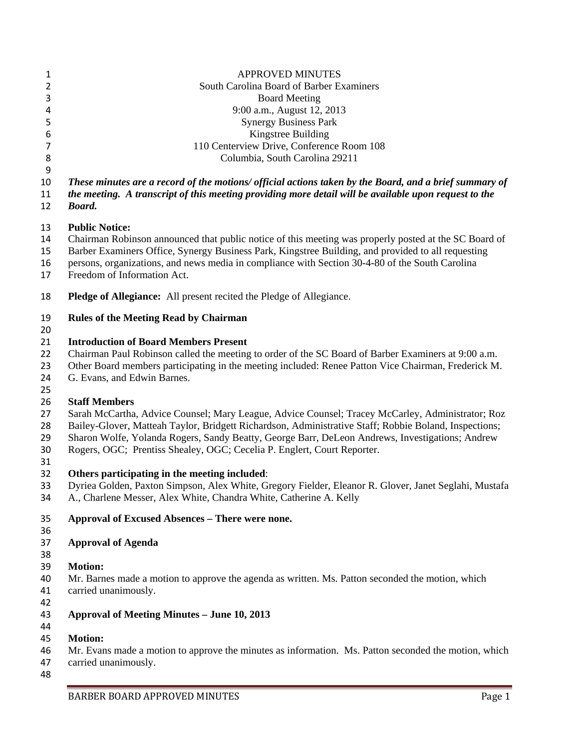APPROVED MINUTES
South Carolina Board of Barber Examiners
Board Meeting
9:00 a.m., August 12, 2013
Synergy Business Park
Kingstree Building
110 Centerview Drive, Conference Room 108
Columbia, South Carolina 29211

***These minutes are a record of the motions/ official actions taken by the Board, and a brief summary of the meeting. A transcript of this meeting providing more detail will be available upon request to the Board.***

**Public Notice:**
Chairman Robinson announced that public notice of this meeting was properly posted at the SC Board of Barber Examiners Office, Synergy Business Park, Kingstree Building, and provided to all requesting persons, organizations, and news media in compliance with Section 30-4-80 of the South Carolina Freedom of Information Act.

**Pledge of Allegiance:** All present recited the Pledge of Allegiance.

**Rules of the Meeting Read by Chairman**

**Introduction of Board Members Present**
Chairman Paul Robinson called the meeting to order of the SC Board of Barber Examiners at 9:00 a.m. Other Board members participating in the meeting included: Renee Patton Vice Chairman, Frederick M. G. Evans, and Edwin Barnes.

**Staff Members**
Sarah McCartha, Advice Counsel; Mary League, Advice Counsel; Tracey McCarley, Administrator; Roz Bailey-Glover, Matteah Taylor, Bridgett Richardson, Administrative Staff; Robbie Boland, Inspections; Sharon Wolfe, Yolanda Rogers, Sandy Beatty, George Barr, DeLeon Andrews, Investigations; Andrew Rogers, OGC; Prentiss Shealey, OGC; Cecelia P. Englert, Court Reporter.

**Others participating in the meeting included**:
Dyriea Golden, Paxton Simpson, Alex White, Gregory Fielder, Eleanor R. Glover, Janet Seglahi, Mustafa A., Charlene Messer, Alex White, Chandra White, Catherine A. Kelly

**Approval of Excused Absences – There were none.**

**Approval of Agenda**

**Motion:**
Mr. Barnes made a motion to approve the agenda as written. Ms. Patton seconded the motion, which carried unanimously.

**Approval of Meeting Minutes – June 10, 2013**

**Motion:**
Mr. Evans made a motion to approve the minutes as information. Ms. Patton seconded the motion, which carried unanimously.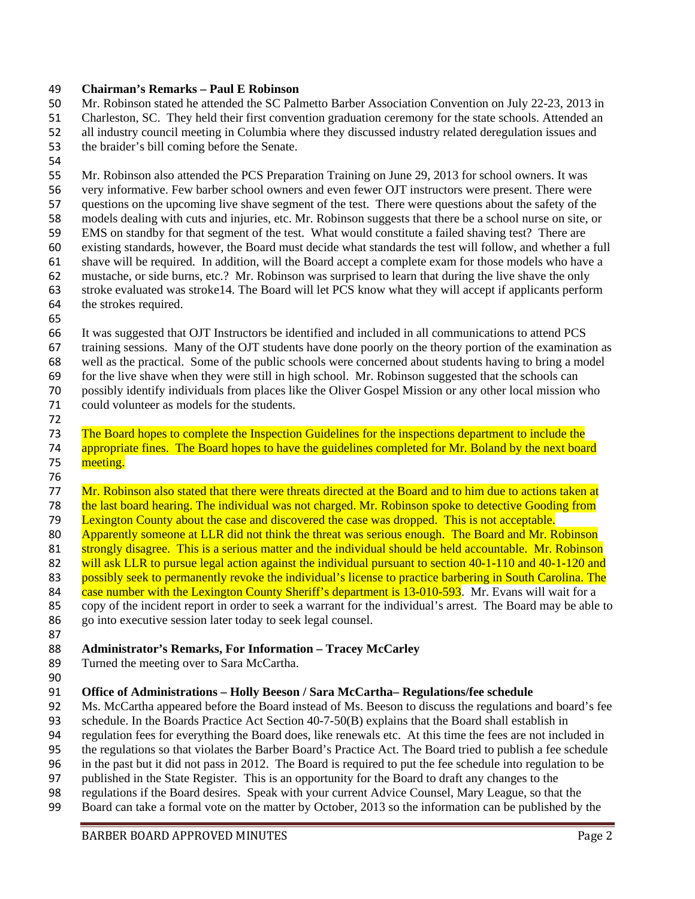**Chairman's Remarks – Paul E Robinson**

Mr. Robinson stated he attended the SC Palmetto Barber Association Convention on July 22-23, 2013 in Charleston, SC. They held their first convention graduation ceremony for the state schools. Attended an all industry council meeting in Columbia where they discussed industry related deregulation issues and the braider's bill coming before the Senate.

Mr. Robinson also attended the PCS Preparation Training on June 29, 2013 for school owners. It was very informative. Few barber school owners and even fewer OJT instructors were present. There were questions on the upcoming live shave segment of the test. There were questions about the safety of the models dealing with cuts and injuries, etc. Mr. Robinson suggests that there be a school nurse on site, or EMS on standby for that segment of the test. What would constitute a failed shaving test? There are existing standards, however, the Board must decide what standards the test will follow, and whether a full shave will be required. In addition, will the Board accept a complete exam for those models who have a mustache, or side burns, etc.? Mr. Robinson was surprised to learn that during the live shave the only stroke evaluated was stroke14. The Board will let PCS know what they will accept if applicants perform the strokes required.

It was suggested that OJT Instructors be identified and included in all communications to attend PCS training sessions. Many of the OJT students have done poorly on the theory portion of the examination as well as the practical. Some of the public schools were concerned about students having to bring a model for the live shave when they were still in high school. Mr. Robinson suggested that the schools can possibly identify individuals from places like the Oliver Gospel Mission or any other local mission who could volunteer as models for the students.

The Board hopes to complete the Inspection Guidelines for the inspections department to include the appropriate fines. The Board hopes to have the guidelines completed for Mr. Boland by the next board meeting.

Mr. Robinson also stated that there were threats directed at the Board and to him due to actions taken at the last board hearing. The individual was not charged. Mr. Robinson spoke to detective Gooding from Lexington County about the case and discovered the case was dropped. This is not acceptable. Apparently someone at LLR did not think the threat was serious enough. The Board and Mr. Robinson strongly disagree. This is a serious matter and the individual should be held accountable. Mr. Robinson will ask LLR to pursue legal action against the individual pursuant to section 40-1-110 and 40-1-120 and possibly seek to permanently revoke the individual's license to practice barbering in South Carolina. The case number with the Lexington County Sheriff's department is 13-010-593. Mr. Evans will wait for a copy of the incident report in order to seek a warrant for the individual's arrest. The Board may be able to go into executive session later today to seek legal counsel.

**Administrator's Remarks, For Information – Tracey McCarley**

Turned the meeting over to Sara McCartha.

**Office of Administrations – Holly Beeson / Sara McCartha– Regulations/fee schedule**

Ms. McCartha appeared before the Board instead of Ms. Beeson to discuss the regulations and board's fee schedule. In the Boards Practice Act Section 40-7-50(B) explains that the Board shall establish in regulation fees for everything the Board does, like renewals etc. At this time the fees are not included in the regulations so that violates the Barber Board's Practice Act. The Board tried to publish a fee schedule in the past but it did not pass in 2012. The Board is required to put the fee schedule into regulation to be published in the State Register. This is an opportunity for the Board to draft any changes to the regulations if the Board desires. Speak with your current Advice Counsel, Mary League, so that the Board can take a formal vote on the matter by October, 2013 so the information can be published by the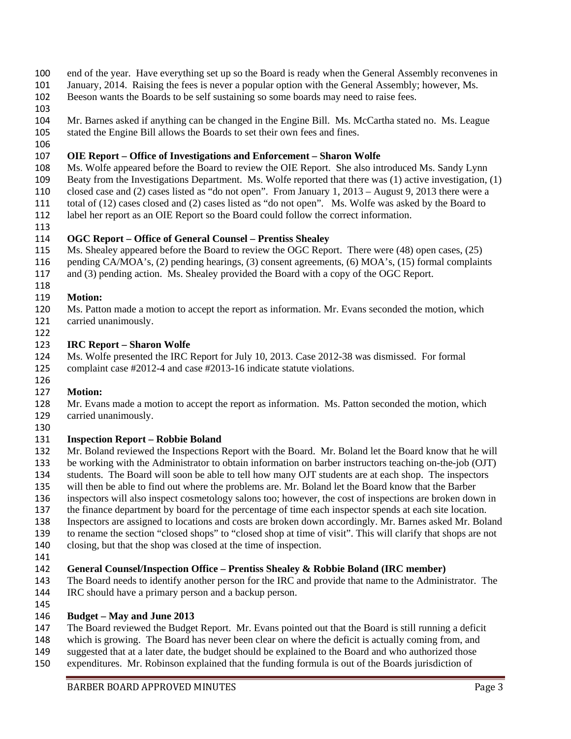end of the year. Have everything set up so the Board is ready when the General Assembly reconvenes in January, 2014. Raising the fees is never a popular option with the General Assembly; however, Ms. Beeson wants the Boards to be self sustaining so some boards may need to raise fees.

Mr. Barnes asked if anything can be changed in the Engine Bill. Ms. McCartha stated no. Ms. League stated the Engine Bill allows the Boards to set their own fees and fines.

**OIE Report – Office of Investigations and Enforcement – Sharon Wolfe**

Ms. Wolfe appeared before the Board to review the OIE Report. She also introduced Ms. Sandy Lynn Beaty from the Investigations Department. Ms. Wolfe reported that there was (1) active investigation, (1) closed case and (2) cases listed as "do not open". From January 1, 2013 – August 9, 2013 there were a total of (12) cases closed and (2) cases listed as "do not open". Ms. Wolfe was asked by the Board to label her report as an OIE Report so the Board could follow the correct information.

**OGC Report – Office of General Counsel – Prentiss Shealey**

Ms. Shealey appeared before the Board to review the OGC Report. There were (48) open cases, (25) pending CA/MOA's, (2) pending hearings, (3) consent agreements, (6) MOA's, (15) formal complaints and (3) pending action. Ms. Shealey provided the Board with a copy of the OGC Report.

**Motion:**

Ms. Patton made a motion to accept the report as information. Mr. Evans seconded the motion, which carried unanimously.

**IRC Report – Sharon Wolfe**

Ms. Wolfe presented the IRC Report for July 10, 2013. Case 2012-38 was dismissed. For formal complaint case #2012-4 and case #2013-16 indicate statute violations.

**Motion:**

Mr. Evans made a motion to accept the report as information. Ms. Patton seconded the motion, which carried unanimously.

**Inspection Report – Robbie Boland**

Mr. Boland reviewed the Inspections Report with the Board. Mr. Boland let the Board know that he will be working with the Administrator to obtain information on barber instructors teaching on-the-job (OJT) students. The Board will soon be able to tell how many OJT students are at each shop. The inspectors will then be able to find out where the problems are. Mr. Boland let the Board know that the Barber inspectors will also inspect cosmetology salons too; however, the cost of inspections are broken down in the finance department by board for the percentage of time each inspector spends at each site location. Inspectors are assigned to locations and costs are broken down accordingly. Mr. Barnes asked Mr. Boland to rename the section "closed shops" to "closed shop at time of visit". This will clarify that shops are not closing, but that the shop was closed at the time of inspection.

**General Counsel/Inspection Office – Prentiss Shealey & Robbie Boland (IRC member)**

The Board needs to identify another person for the IRC and provide that name to the Administrator. The IRC should have a primary person and a backup person.

**Budget – May and June 2013**

The Board reviewed the Budget Report. Mr. Evans pointed out that the Board is still running a deficit which is growing. The Board has never been clear on where the deficit is actually coming from, and suggested that at a later date, the budget should be explained to the Board and who authorized those expenditures. Mr. Robinson explained that the funding formula is out of the Boards jurisdiction of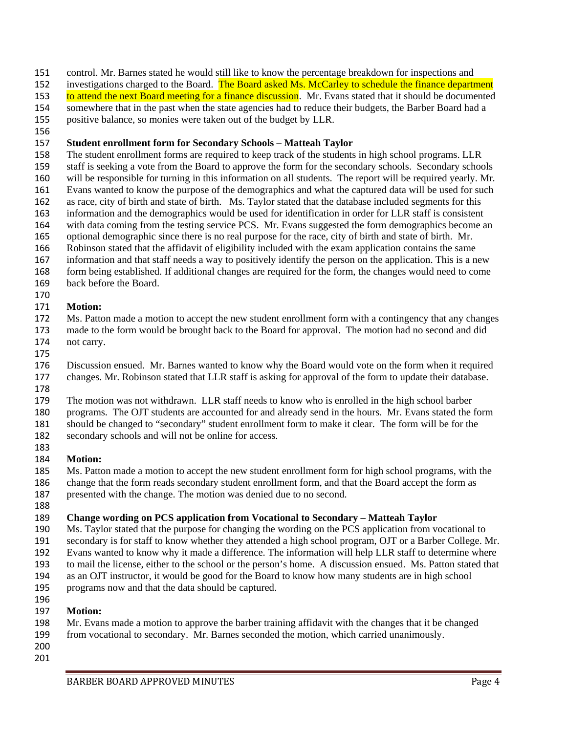control. Mr. Barnes stated he would still like to know the percentage breakdown for inspections and investigations charged to the Board. The Board asked Ms. McCarley to schedule the finance department to attend the next Board meeting for a finance discussion. Mr. Evans stated that it should be documented somewhere that in the past when the state agencies had to reduce their budgets, the Barber Board had a positive balance, so monies were taken out of the budget by LLR.

**Student enrollment form for Secondary Schools – Matteah Taylor**

The student enrollment forms are required to keep track of the students in high school programs. LLR staff is seeking a vote from the Board to approve the form for the secondary schools. Secondary schools will be responsible for turning in this information on all students. The report will be required yearly. Mr. Evans wanted to know the purpose of the demographics and what the captured data will be used for such as race, city of birth and state of birth. Ms. Taylor stated that the database included segments for this information and the demographics would be used for identification in order for LLR staff is consistent with data coming from the testing service PCS. Mr. Evans suggested the form demographics become an optional demographic since there is no real purpose for the race, city of birth and state of birth. Mr. Robinson stated that the affidavit of eligibility included with the exam application contains the same information and that staff needs a way to positively identify the person on the application. This is a new form being established. If additional changes are required for the form, the changes would need to come back before the Board.

**Motion:**

Ms. Patton made a motion to accept the new student enrollment form with a contingency that any changes made to the form would be brought back to the Board for approval. The motion had no second and did not carry.

Discussion ensued. Mr. Barnes wanted to know why the Board would vote on the form when it required changes. Mr. Robinson stated that LLR staff is asking for approval of the form to update their database.

The motion was not withdrawn. LLR staff needs to know who is enrolled in the high school barber programs. The OJT students are accounted for and already send in the hours. Mr. Evans stated the form should be changed to "secondary" student enrollment form to make it clear. The form will be for the secondary schools and will not be online for access.

**Motion:**

Ms. Patton made a motion to accept the new student enrollment form for high school programs, with the change that the form reads secondary student enrollment form, and that the Board accept the form as presented with the change. The motion was denied due to no second.

**Change wording on PCS application from Vocational to Secondary – Matteah Taylor**

Ms. Taylor stated that the purpose for changing the wording on the PCS application from vocational to secondary is for staff to know whether they attended a high school program, OJT or a Barber College. Mr. Evans wanted to know why it made a difference. The information will help LLR staff to determine where to mail the license, either to the school or the person's home. A discussion ensued. Ms. Patton stated that as an OJT instructor, it would be good for the Board to know how many students are in high school programs now and that the data should be captured.

**Motion:**

Mr. Evans made a motion to approve the barber training affidavit with the changes that it be changed from vocational to secondary. Mr. Barnes seconded the motion, which carried unanimously.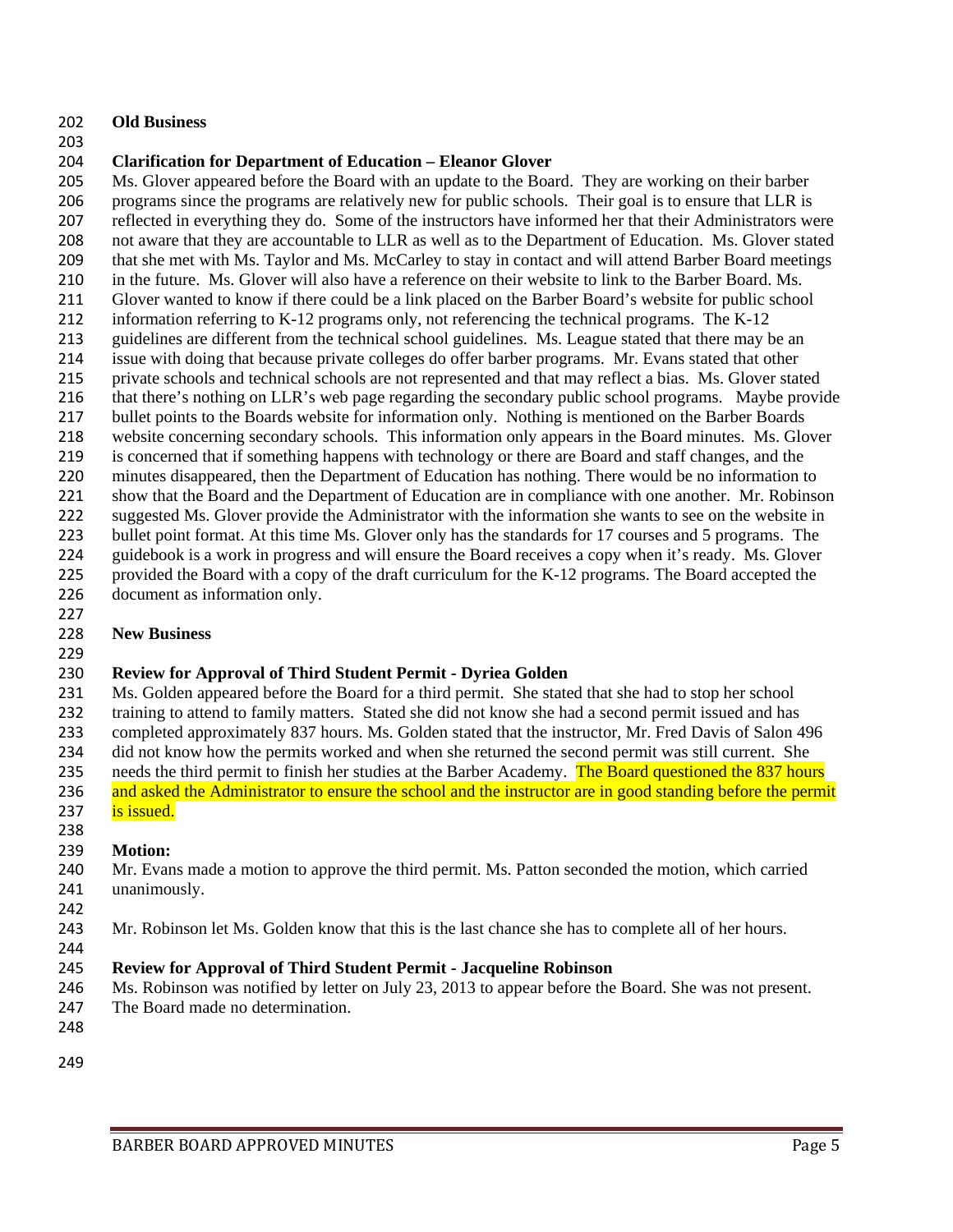**Old Business**

**Clarification for Department of Education – Eleanor Glover**

Ms. Glover appeared before the Board with an update to the Board. They are working on their barber programs since the programs are relatively new for public schools. Their goal is to ensure that LLR is reflected in everything they do. Some of the instructors have informed her that their Administrators were not aware that they are accountable to LLR as well as to the Department of Education. Ms. Glover stated that she met with Ms. Taylor and Ms. McCarley to stay in contact and will attend Barber Board meetings in the future. Ms. Glover will also have a reference on their website to link to the Barber Board. Ms. Glover wanted to know if there could be a link placed on the Barber Board's website for public school information referring to K-12 programs only, not referencing the technical programs. The K-12 guidelines are different from the technical school guidelines. Ms. League stated that there may be an issue with doing that because private colleges do offer barber programs. Mr. Evans stated that other private schools and technical schools are not represented and that may reflect a bias. Ms. Glover stated that there's nothing on LLR's web page regarding the secondary public school programs. Maybe provide bullet points to the Boards website for information only. Nothing is mentioned on the Barber Boards website concerning secondary schools. This information only appears in the Board minutes. Ms. Glover is concerned that if something happens with technology or there are Board and staff changes, and the minutes disappeared, then the Department of Education has nothing. There would be no information to show that the Board and the Department of Education are in compliance with one another. Mr. Robinson suggested Ms. Glover provide the Administrator with the information she wants to see on the website in bullet point format. At this time Ms. Glover only has the standards for 17 courses and 5 programs. The guidebook is a work in progress and will ensure the Board receives a copy when it's ready. Ms. Glover provided the Board with a copy of the draft curriculum for the K-12 programs. The Board accepted the document as information only.

**New Business**

**Review for Approval of Third Student Permit - Dyriea Golden**

Ms. Golden appeared before the Board for a third permit. She stated that she had to stop her school training to attend to family matters. Stated she did not know she had a second permit issued and has completed approximately 837 hours. Ms. Golden stated that the instructor, Mr. Fred Davis of Salon 496 did not know how the permits worked and when she returned the second permit was still current. She needs the third permit to finish her studies at the Barber Academy. The Board questioned the 837 hours and asked the Administrator to ensure the school and the instructor are in good standing before the permit is issued.

**Motion:**

Mr. Evans made a motion to approve the third permit. Ms. Patton seconded the motion, which carried unanimously.

Mr. Robinson let Ms. Golden know that this is the last chance she has to complete all of her hours.

**Review for Approval of Third Student Permit - Jacqueline Robinson**

Ms. Robinson was notified by letter on July 23, 2013 to appear before the Board. She was not present. The Board made no determination.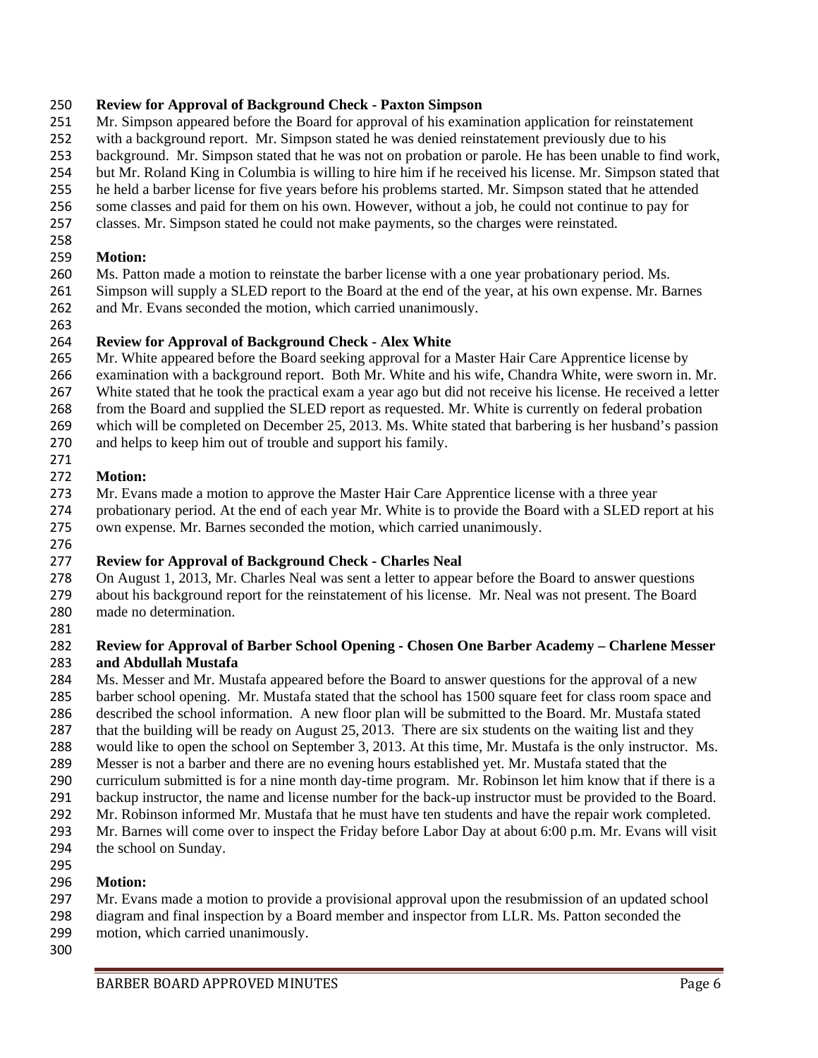**Review for Approval of Background Check - Paxton Simpson**

Mr. Simpson appeared before the Board for approval of his examination application for reinstatement with a background report. Mr. Simpson stated he was denied reinstatement previously due to his background. Mr. Simpson stated that he was not on probation or parole. He has been unable to find work, but Mr. Roland King in Columbia is willing to hire him if he received his license. Mr. Simpson stated that he held a barber license for five years before his problems started. Mr. Simpson stated that he attended some classes and paid for them on his own. However, without a job, he could not continue to pay for classes. Mr. Simpson stated he could not make payments, so the charges were reinstated.

**Motion:**

Ms. Patton made a motion to reinstate the barber license with a one year probationary period. Ms. Simpson will supply a SLED report to the Board at the end of the year, at his own expense. Mr. Barnes and Mr. Evans seconded the motion, which carried unanimously.

**Review for Approval of Background Check - Alex White**

Mr. White appeared before the Board seeking approval for a Master Hair Care Apprentice license by examination with a background report. Both Mr. White and his wife, Chandra White, were sworn in. Mr. White stated that he took the practical exam a year ago but did not receive his license. He received a letter from the Board and supplied the SLED report as requested. Mr. White is currently on federal probation which will be completed on December 25, 2013. Ms. White stated that barbering is her husband's passion and helps to keep him out of trouble and support his family.

**Motion:**

Mr. Evans made a motion to approve the Master Hair Care Apprentice license with a three year probationary period. At the end of each year Mr. White is to provide the Board with a SLED report at his own expense. Mr. Barnes seconded the motion, which carried unanimously.

**Review for Approval of Background Check - Charles Neal**

On August 1, 2013, Mr. Charles Neal was sent a letter to appear before the Board to answer questions about his background report for the reinstatement of his license. Mr. Neal was not present. The Board made no determination.

**Review for Approval of Barber School Opening - Chosen One Barber Academy – Charlene Messer and Abdullah Mustafa**

Ms. Messer and Mr. Mustafa appeared before the Board to answer questions for the approval of a new barber school opening. Mr. Mustafa stated that the school has 1500 square feet for class room space and described the school information. A new floor plan will be submitted to the Board. Mr. Mustafa stated that the building will be ready on August 25, 2013. There are six students on the waiting list and they would like to open the school on September 3, 2013. At this time, Mr. Mustafa is the only instructor. Ms. Messer is not a barber and there are no evening hours established yet. Mr. Mustafa stated that the curriculum submitted is for a nine month day-time program. Mr. Robinson let him know that if there is a backup instructor, the name and license number for the back-up instructor must be provided to the Board. Mr. Robinson informed Mr. Mustafa that he must have ten students and have the repair work completed. Mr. Barnes will come over to inspect the Friday before Labor Day at about 6:00 p.m. Mr. Evans will visit the school on Sunday.

**Motion:**

Mr. Evans made a motion to provide a provisional approval upon the resubmission of an updated school diagram and final inspection by a Board member and inspector from LLR. Ms. Patton seconded the motion, which carried unanimously.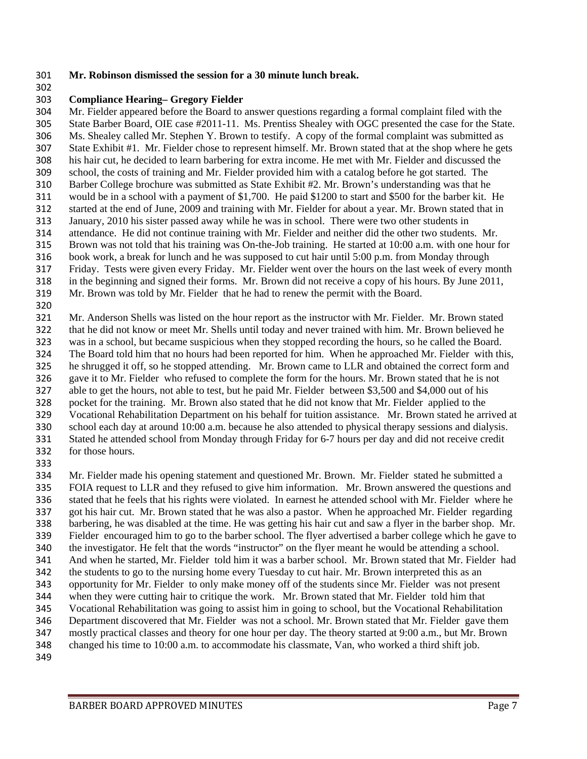**Mr. Robinson dismissed the session for a 30 minute lunch break.**

**Compliance Hearing– Gregory Fielder**

Mr. Fielder appeared before the Board to answer questions regarding a formal complaint filed with the State Barber Board, OIE case #2011-11. Ms. Prentiss Shealey with OGC presented the case for the State. Ms. Shealey called Mr. Stephen Y. Brown to testify. A copy of the formal complaint was submitted as State Exhibit #1. Mr. Fielder chose to represent himself. Mr. Brown stated that at the shop where he gets his hair cut, he decided to learn barbering for extra income. He met with Mr. Fielder and discussed the school, the costs of training and Mr. Fielder provided him with a catalog before he got started. The Barber College brochure was submitted as State Exhibit #2. Mr. Brown's understanding was that he would be in a school with a payment of $1,700. He paid $1200 to start and $500 for the barber kit. He started at the end of June, 2009 and training with Mr. Fielder for about a year. Mr. Brown stated that in January, 2010 his sister passed away while he was in school. There were two other students in attendance. He did not continue training with Mr. Fielder and neither did the other two students. Mr. Brown was not told that his training was On-the-Job training. He started at 10:00 a.m. with one hour for book work, a break for lunch and he was supposed to cut hair until 5:00 p.m. from Monday through Friday. Tests were given every Friday. Mr. Fielder went over the hours on the last week of every month in the beginning and signed their forms. Mr. Brown did not receive a copy of his hours. By June 2011, Mr. Brown was told by Mr. Fielder that he had to renew the permit with the Board.

Mr. Anderson Shells was listed on the hour report as the instructor with Mr. Fielder. Mr. Brown stated that he did not know or meet Mr. Shells until today and never trained with him. Mr. Brown believed he was in a school, but became suspicious when they stopped recording the hours, so he called the Board. The Board told him that no hours had been reported for him. When he approached Mr. Fielder with this, he shrugged it off, so he stopped attending. Mr. Brown came to LLR and obtained the correct form and gave it to Mr. Fielder who refused to complete the form for the hours. Mr. Brown stated that he is not able to get the hours, not able to test, but he paid Mr. Fielder between $3,500 and $4,000 out of his pocket for the training. Mr. Brown also stated that he did not know that Mr. Fielder applied to the Vocational Rehabilitation Department on his behalf for tuition assistance. Mr. Brown stated he arrived at school each day at around 10:00 a.m. because he also attended to physical therapy sessions and dialysis. Stated he attended school from Monday through Friday for 6-7 hours per day and did not receive credit for those hours.

Mr. Fielder made his opening statement and questioned Mr. Brown. Mr. Fielder stated he submitted a FOIA request to LLR and they refused to give him information. Mr. Brown answered the questions and stated that he feels that his rights were violated. In earnest he attended school with Mr. Fielder where he got his hair cut. Mr. Brown stated that he was also a pastor. When he approached Mr. Fielder regarding barbering, he was disabled at the time. He was getting his hair cut and saw a flyer in the barber shop. Mr. Fielder encouraged him to go to the barber school. The flyer advertised a barber college which he gave to the investigator. He felt that the words "instructor" on the flyer meant he would be attending a school. And when he started, Mr. Fielder told him it was a barber school. Mr. Brown stated that Mr. Fielder had the students to go to the nursing home every Tuesday to cut hair. Mr. Brown interpreted this as an opportunity for Mr. Fielder to only make money off of the students since Mr. Fielder was not present when they were cutting hair to critique the work. Mr. Brown stated that Mr. Fielder told him that Vocational Rehabilitation was going to assist him in going to school, but the Vocational Rehabilitation Department discovered that Mr. Fielder was not a school. Mr. Brown stated that Mr. Fielder gave them mostly practical classes and theory for one hour per day. The theory started at 9:00 a.m., but Mr. Brown changed his time to 10:00 a.m. to accommodate his classmate, Van, who worked a third shift job.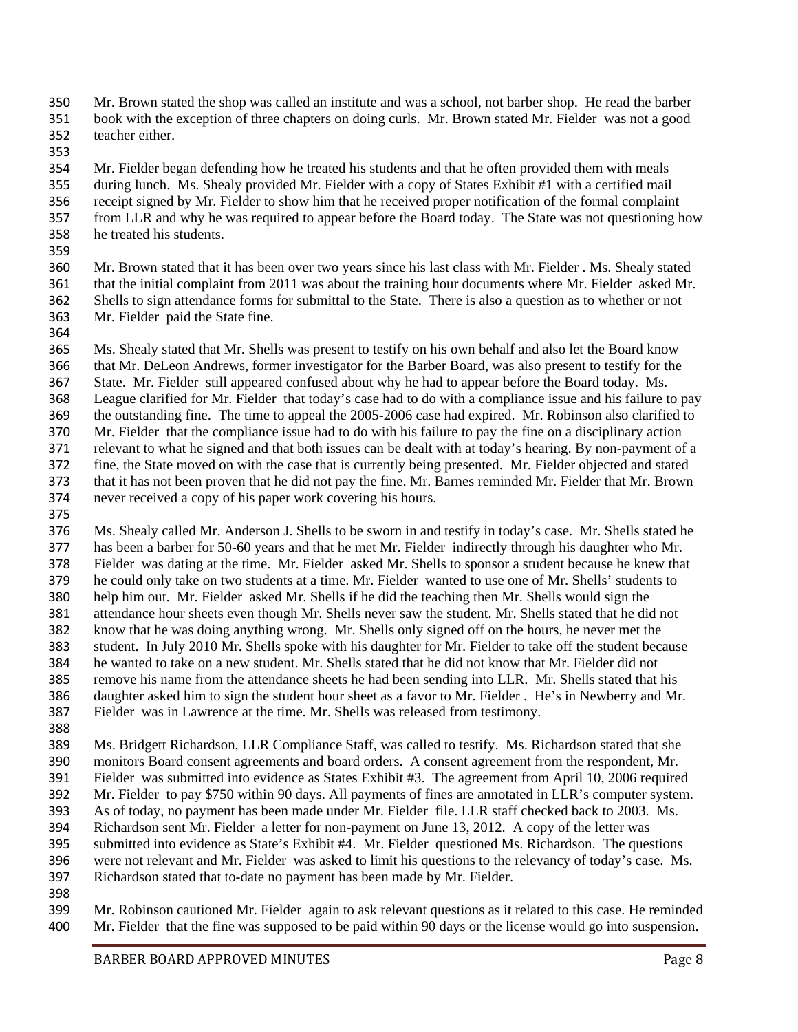Mr. Brown stated the shop was called an institute and was a school, not barber shop. He read the barber book with the exception of three chapters on doing curls. Mr. Brown stated Mr. Fielder was not a good teacher either.

Mr. Fielder began defending how he treated his students and that he often provided them with meals during lunch. Ms. Shealy provided Mr. Fielder with a copy of States Exhibit #1 with a certified mail receipt signed by Mr. Fielder to show him that he received proper notification of the formal complaint from LLR and why he was required to appear before the Board today. The State was not questioning how he treated his students.

Mr. Brown stated that it has been over two years since his last class with Mr. Fielder . Ms. Shealy stated that the initial complaint from 2011 was about the training hour documents where Mr. Fielder asked Mr. Shells to sign attendance forms for submittal to the State. There is also a question as to whether or not Mr. Fielder paid the State fine.

Ms. Shealy stated that Mr. Shells was present to testify on his own behalf and also let the Board know that Mr. DeLeon Andrews, former investigator for the Barber Board, was also present to testify for the State. Mr. Fielder still appeared confused about why he had to appear before the Board today. Ms. League clarified for Mr. Fielder that today's case had to do with a compliance issue and his failure to pay the outstanding fine. The time to appeal the 2005-2006 case had expired. Mr. Robinson also clarified to Mr. Fielder that the compliance issue had to do with his failure to pay the fine on a disciplinary action relevant to what he signed and that both issues can be dealt with at today's hearing. By non-payment of a fine, the State moved on with the case that is currently being presented. Mr. Fielder objected and stated that it has not been proven that he did not pay the fine. Mr. Barnes reminded Mr. Fielder that Mr. Brown never received a copy of his paper work covering his hours.

Ms. Shealy called Mr. Anderson J. Shells to be sworn in and testify in today's case. Mr. Shells stated he has been a barber for 50-60 years and that he met Mr. Fielder indirectly through his daughter who Mr. Fielder was dating at the time. Mr. Fielder asked Mr. Shells to sponsor a student because he knew that he could only take on two students at a time. Mr. Fielder wanted to use one of Mr. Shells' students to help him out. Mr. Fielder asked Mr. Shells if he did the teaching then Mr. Shells would sign the attendance hour sheets even though Mr. Shells never saw the student. Mr. Shells stated that he did not know that he was doing anything wrong. Mr. Shells only signed off on the hours, he never met the student. In July 2010 Mr. Shells spoke with his daughter for Mr. Fielder to take off the student because he wanted to take on a new student. Mr. Shells stated that he did not know that Mr. Fielder did not remove his name from the attendance sheets he had been sending into LLR. Mr. Shells stated that his daughter asked him to sign the student hour sheet as a favor to Mr. Fielder . He's in Newberry and Mr. Fielder was in Lawrence at the time. Mr. Shells was released from testimony.

Ms. Bridgett Richardson, LLR Compliance Staff, was called to testify. Ms. Richardson stated that she monitors Board consent agreements and board orders. A consent agreement from the respondent, Mr. Fielder was submitted into evidence as States Exhibit #3. The agreement from April 10, 2006 required Mr. Fielder to pay $750 within 90 days. All payments of fines are annotated in LLR's computer system. As of today, no payment has been made under Mr. Fielder file. LLR staff checked back to 2003. Ms. Richardson sent Mr. Fielder a letter for non-payment on June 13, 2012. A copy of the letter was submitted into evidence as State's Exhibit #4. Mr. Fielder questioned Ms. Richardson. The questions were not relevant and Mr. Fielder was asked to limit his questions to the relevancy of today's case. Ms. Richardson stated that to-date no payment has been made by Mr. Fielder.

Mr. Robinson cautioned Mr. Fielder again to ask relevant questions as it related to this case. He reminded Mr. Fielder that the fine was supposed to be paid within 90 days or the license would go into suspension.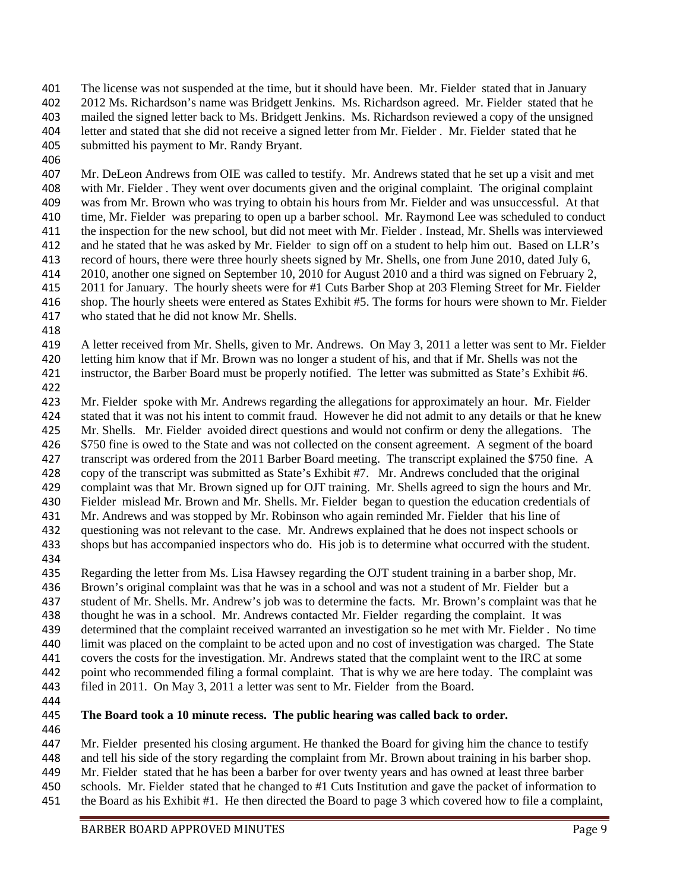The license was not suspended at the time, but it should have been. Mr. Fielder stated that in January 2012 Ms. Richardson's name was Bridgett Jenkins. Ms. Richardson agreed. Mr. Fielder stated that he mailed the signed letter back to Ms. Bridgett Jenkins. Ms. Richardson reviewed a copy of the unsigned letter and stated that she did not receive a signed letter from Mr. Fielder . Mr. Fielder stated that he submitted his payment to Mr. Randy Bryant.

Mr. DeLeon Andrews from OIE was called to testify. Mr. Andrews stated that he set up a visit and met with Mr. Fielder . They went over documents given and the original complaint. The original complaint was from Mr. Brown who was trying to obtain his hours from Mr. Fielder and was unsuccessful. At that time, Mr. Fielder was preparing to open up a barber school. Mr. Raymond Lee was scheduled to conduct the inspection for the new school, but did not meet with Mr. Fielder . Instead, Mr. Shells was interviewed and he stated that he was asked by Mr. Fielder to sign off on a student to help him out. Based on LLR's record of hours, there were three hourly sheets signed by Mr. Shells, one from June 2010, dated July 6, 2010, another one signed on September 10, 2010 for August 2010 and a third was signed on February 2, 2011 for January. The hourly sheets were for #1 Cuts Barber Shop at 203 Fleming Street for Mr. Fielder shop. The hourly sheets were entered as States Exhibit #5. The forms for hours were shown to Mr. Fielder who stated that he did not know Mr. Shells.

A letter received from Mr. Shells, given to Mr. Andrews. On May 3, 2011 a letter was sent to Mr. Fielder letting him know that if Mr. Brown was no longer a student of his, and that if Mr. Shells was not the instructor, the Barber Board must be properly notified. The letter was submitted as State's Exhibit #6.

Mr. Fielder spoke with Mr. Andrews regarding the allegations for approximately an hour. Mr. Fielder stated that it was not his intent to commit fraud. However he did not admit to any details or that he knew Mr. Shells. Mr. Fielder avoided direct questions and would not confirm or deny the allegations. The $750 fine is owed to the State and was not collected on the consent agreement. A segment of the board transcript was ordered from the 2011 Barber Board meeting. The transcript explained the $750 fine. A copy of the transcript was submitted as State's Exhibit #7. Mr. Andrews concluded that the original complaint was that Mr. Brown signed up for OJT training. Mr. Shells agreed to sign the hours and Mr. Fielder mislead Mr. Brown and Mr. Shells. Mr. Fielder began to question the education credentials of Mr. Andrews and was stopped by Mr. Robinson who again reminded Mr. Fielder that his line of questioning was not relevant to the case. Mr. Andrews explained that he does not inspect schools or shops but has accompanied inspectors who do. His job is to determine what occurred with the student.

Regarding the letter from Ms. Lisa Hawsey regarding the OJT student training in a barber shop, Mr. Brown's original complaint was that he was in a school and was not a student of Mr. Fielder but a student of Mr. Shells. Mr. Andrew's job was to determine the facts. Mr. Brown's complaint was that he thought he was in a school. Mr. Andrews contacted Mr. Fielder regarding the complaint. It was determined that the complaint received warranted an investigation so he met with Mr. Fielder . No time limit was placed on the complaint to be acted upon and no cost of investigation was charged. The State covers the costs for the investigation. Mr. Andrews stated that the complaint went to the IRC at some point who recommended filing a formal complaint. That is why we are here today. The complaint was filed in 2011. On May 3, 2011 a letter was sent to Mr. Fielder from the Board.

**The Board took a 10 minute recess. The public hearing was called back to order.**

Mr. Fielder presented his closing argument. He thanked the Board for giving him the chance to testify and tell his side of the story regarding the complaint from Mr. Brown about training in his barber shop. Mr. Fielder stated that he has been a barber for over twenty years and has owned at least three barber schools. Mr. Fielder stated that he changed to #1 Cuts Institution and gave the packet of information to the Board as his Exhibit #1. He then directed the Board to page 3 which covered how to file a complaint,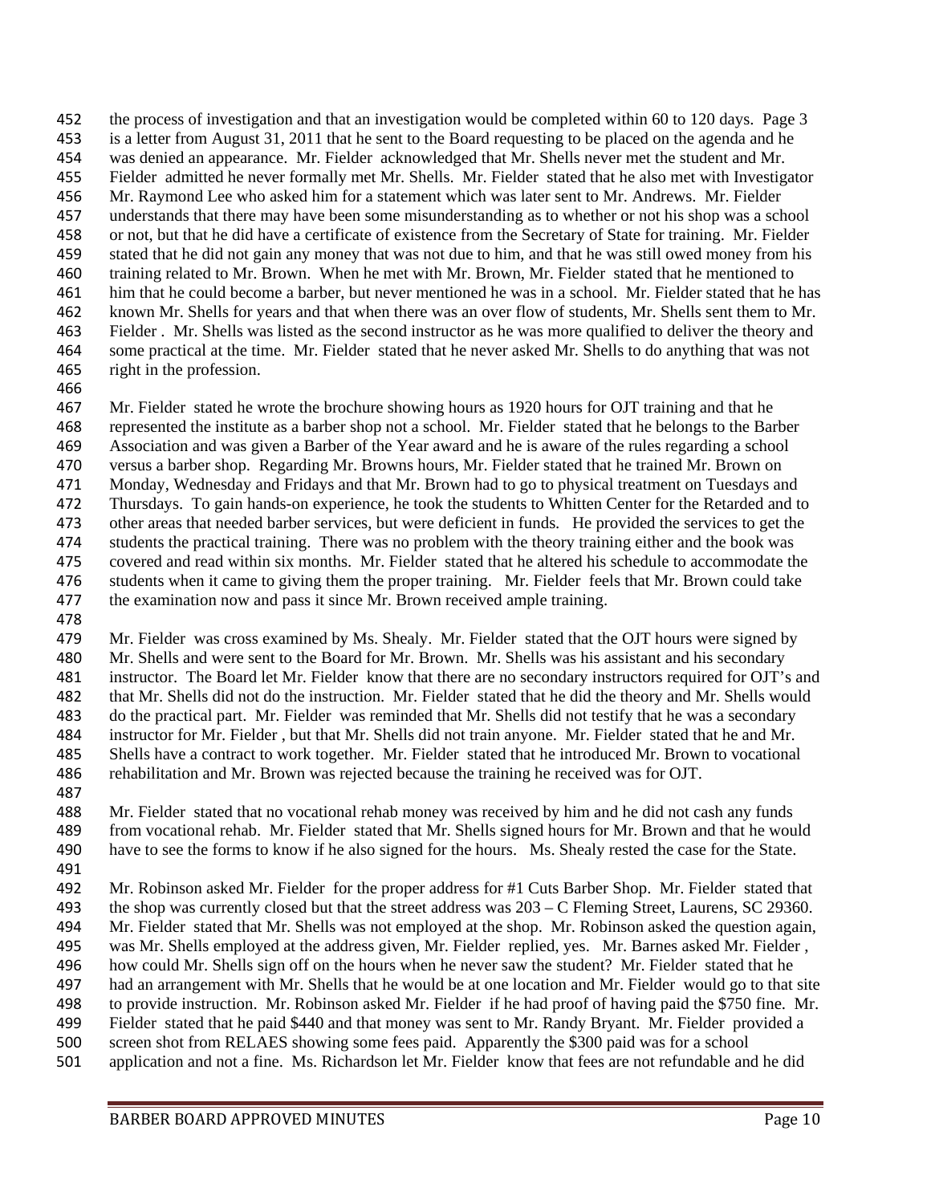the process of investigation and that an investigation would be completed within 60 to 120 days. Page 3 is a letter from August 31, 2011 that he sent to the Board requesting to be placed on the agenda and he was denied an appearance. Mr. Fielder acknowledged that Mr. Shells never met the student and Mr. Fielder admitted he never formally met Mr. Shells. Mr. Fielder stated that he also met with Investigator Mr. Raymond Lee who asked him for a statement which was later sent to Mr. Andrews. Mr. Fielder understands that there may have been some misunderstanding as to whether or not his shop was a school or not, but that he did have a certificate of existence from the Secretary of State for training. Mr. Fielder stated that he did not gain any money that was not due to him, and that he was still owed money from his training related to Mr. Brown. When he met with Mr. Brown, Mr. Fielder stated that he mentioned to him that he could become a barber, but never mentioned he was in a school. Mr. Fielder stated that he has known Mr. Shells for years and that when there was an over flow of students, Mr. Shells sent them to Mr. Fielder . Mr. Shells was listed as the second instructor as he was more qualified to deliver the theory and some practical at the time. Mr. Fielder stated that he never asked Mr. Shells to do anything that was not right in the profession.

Mr. Fielder stated he wrote the brochure showing hours as 1920 hours for OJT training and that he represented the institute as a barber shop not a school. Mr. Fielder stated that he belongs to the Barber Association and was given a Barber of the Year award and he is aware of the rules regarding a school versus a barber shop. Regarding Mr. Browns hours, Mr. Fielder stated that he trained Mr. Brown on Monday, Wednesday and Fridays and that Mr. Brown had to go to physical treatment on Tuesdays and Thursdays. To gain hands-on experience, he took the students to Whitten Center for the Retarded and to other areas that needed barber services, but were deficient in funds. He provided the services to get the students the practical training. There was no problem with the theory training either and the book was covered and read within six months. Mr. Fielder stated that he altered his schedule to accommodate the students when it came to giving them the proper training. Mr. Fielder feels that Mr. Brown could take the examination now and pass it since Mr. Brown received ample training.

Mr. Fielder was cross examined by Ms. Shealy. Mr. Fielder stated that the OJT hours were signed by Mr. Shells and were sent to the Board for Mr. Brown. Mr. Shells was his assistant and his secondary instructor. The Board let Mr. Fielder know that there are no secondary instructors required for OJT's and that Mr. Shells did not do the instruction. Mr. Fielder stated that he did the theory and Mr. Shells would do the practical part. Mr. Fielder was reminded that Mr. Shells did not testify that he was a secondary instructor for Mr. Fielder , but that Mr. Shells did not train anyone. Mr. Fielder stated that he and Mr. Shells have a contract to work together. Mr. Fielder stated that he introduced Mr. Brown to vocational rehabilitation and Mr. Brown was rejected because the training he received was for OJT.

Mr. Fielder stated that no vocational rehab money was received by him and he did not cash any funds from vocational rehab. Mr. Fielder stated that Mr. Shells signed hours for Mr. Brown and that he would have to see the forms to know if he also signed for the hours. Ms. Shealy rested the case for the State.

Mr. Robinson asked Mr. Fielder for the proper address for #1 Cuts Barber Shop. Mr. Fielder stated that the shop was currently closed but that the street address was 203 – C Fleming Street, Laurens, SC 29360. Mr. Fielder stated that Mr. Shells was not employed at the shop. Mr. Robinson asked the question again, was Mr. Shells employed at the address given, Mr. Fielder replied, yes. Mr. Barnes asked Mr. Fielder , how could Mr. Shells sign off on the hours when he never saw the student? Mr. Fielder stated that he had an arrangement with Mr. Shells that he would be at one location and Mr. Fielder would go to that site to provide instruction. Mr. Robinson asked Mr. Fielder if he had proof of having paid the $750 fine. Mr. Fielder stated that he paid $440 and that money was sent to Mr. Randy Bryant. Mr. Fielder provided a screen shot from RELAES showing some fees paid. Apparently the $300 paid was for a school application and not a fine. Ms. Richardson let Mr. Fielder know that fees are not refundable and he did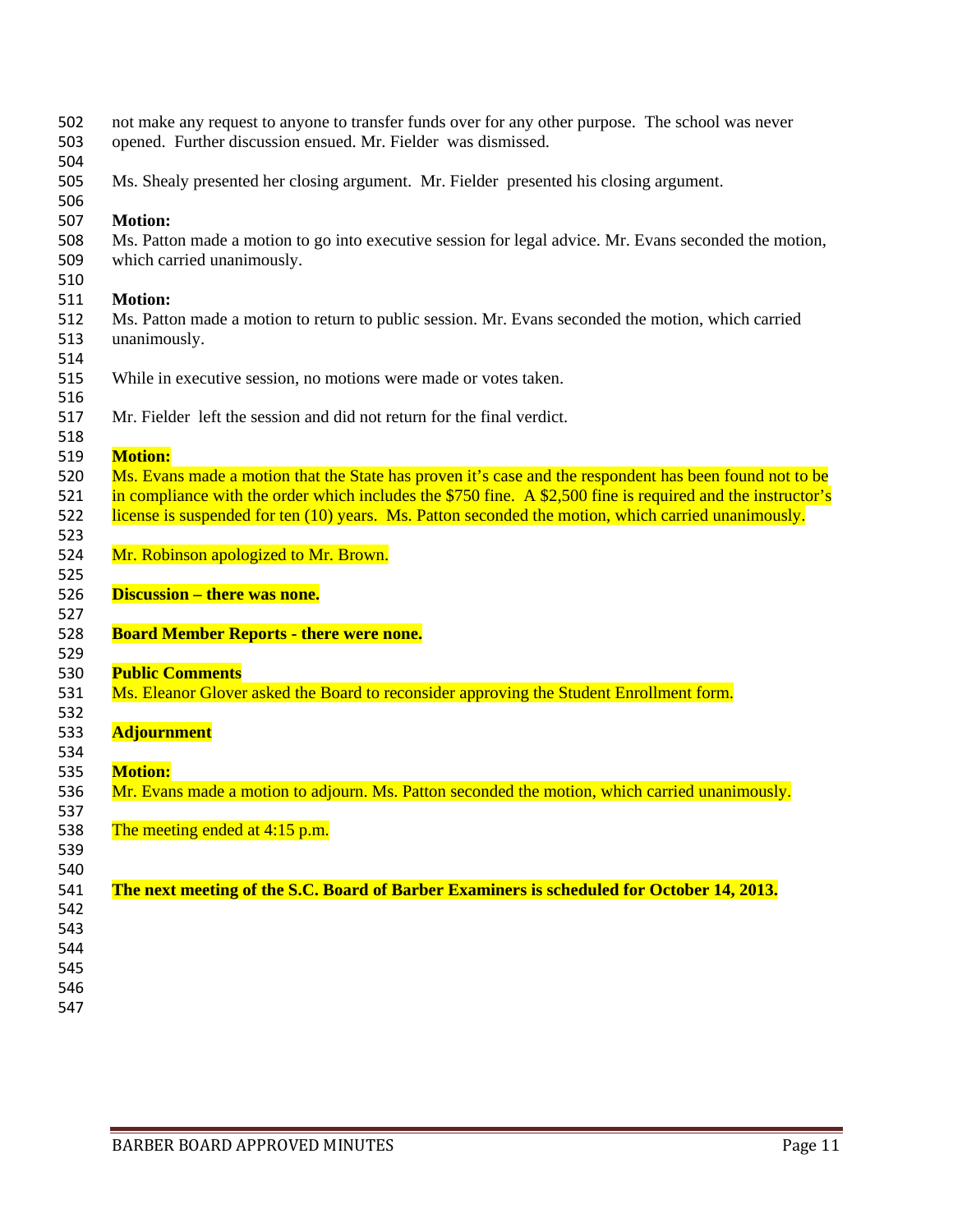not make any request to anyone to transfer funds over for any other purpose. The school was never opened. Further discussion ensued. Mr. Fielder was dismissed.

Ms. Shealy presented her closing argument. Mr. Fielder presented his closing argument.

**Motion:**
Ms. Patton made a motion to go into executive session for legal advice. Mr. Evans seconded the motion, which carried unanimously.

**Motion:**
Ms. Patton made a motion to return to public session. Mr. Evans seconded the motion, which carried unanimously.

While in executive session, no motions were made or votes taken.

Mr. Fielder left the session and did not return for the final verdict.

**Motion:**
Ms. Evans made a motion that the State has proven it's case and the respondent has been found not to be in compliance with the order which includes the $750 fine. A $2,500 fine is required and the instructor's license is suspended for ten (10) years. Ms. Patton seconded the motion, which carried unanimously.

Mr. Robinson apologized to Mr. Brown.

**Discussion – there was none.**

**Board Member Reports - there were none.**

**Public Comments**
Ms. Eleanor Glover asked the Board to reconsider approving the Student Enrollment form.

**Adjournment**

**Motion:**
Mr. Evans made a motion to adjourn. Ms. Patton seconded the motion, which carried unanimously.

The meeting ended at 4:15 p.m.

**The next meeting of the S.C. Board of Barber Examiners is scheduled for October 14, 2013.**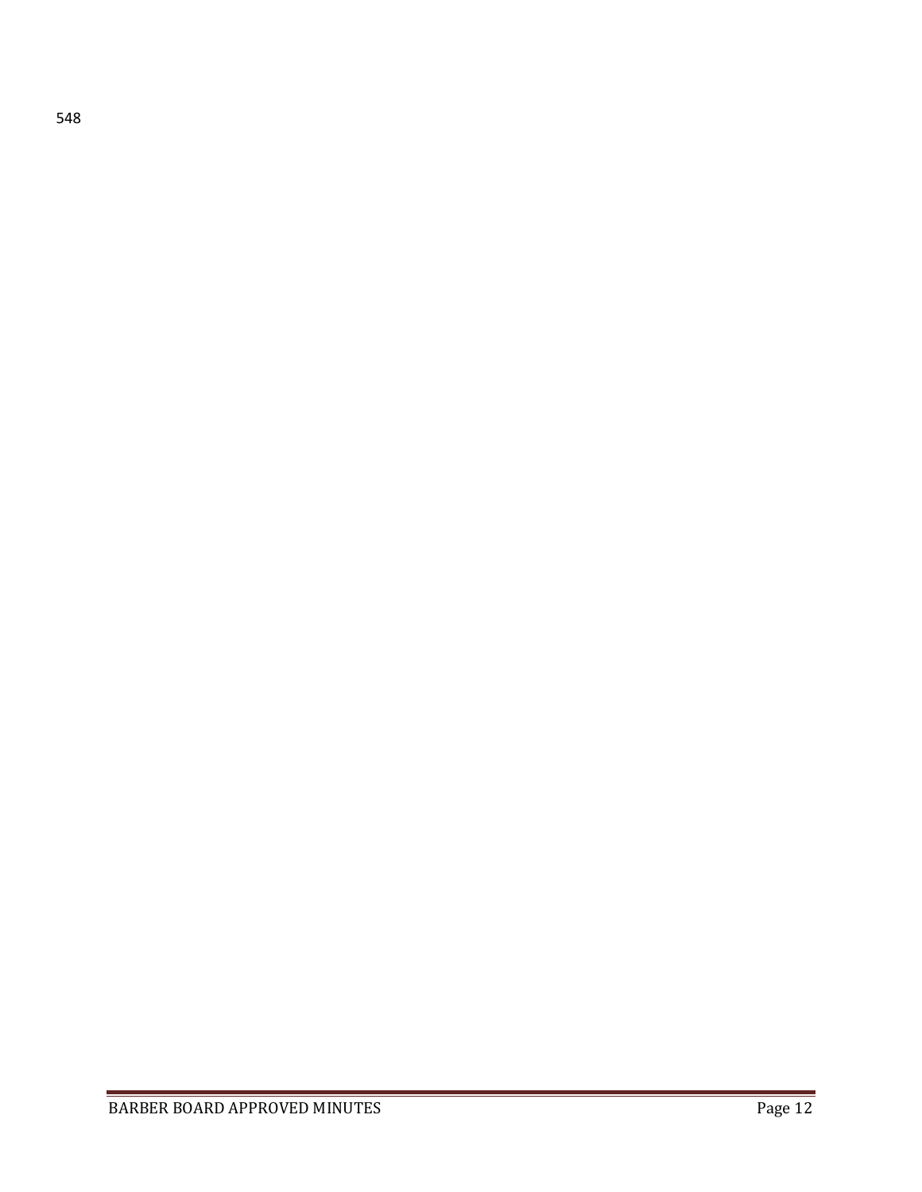548